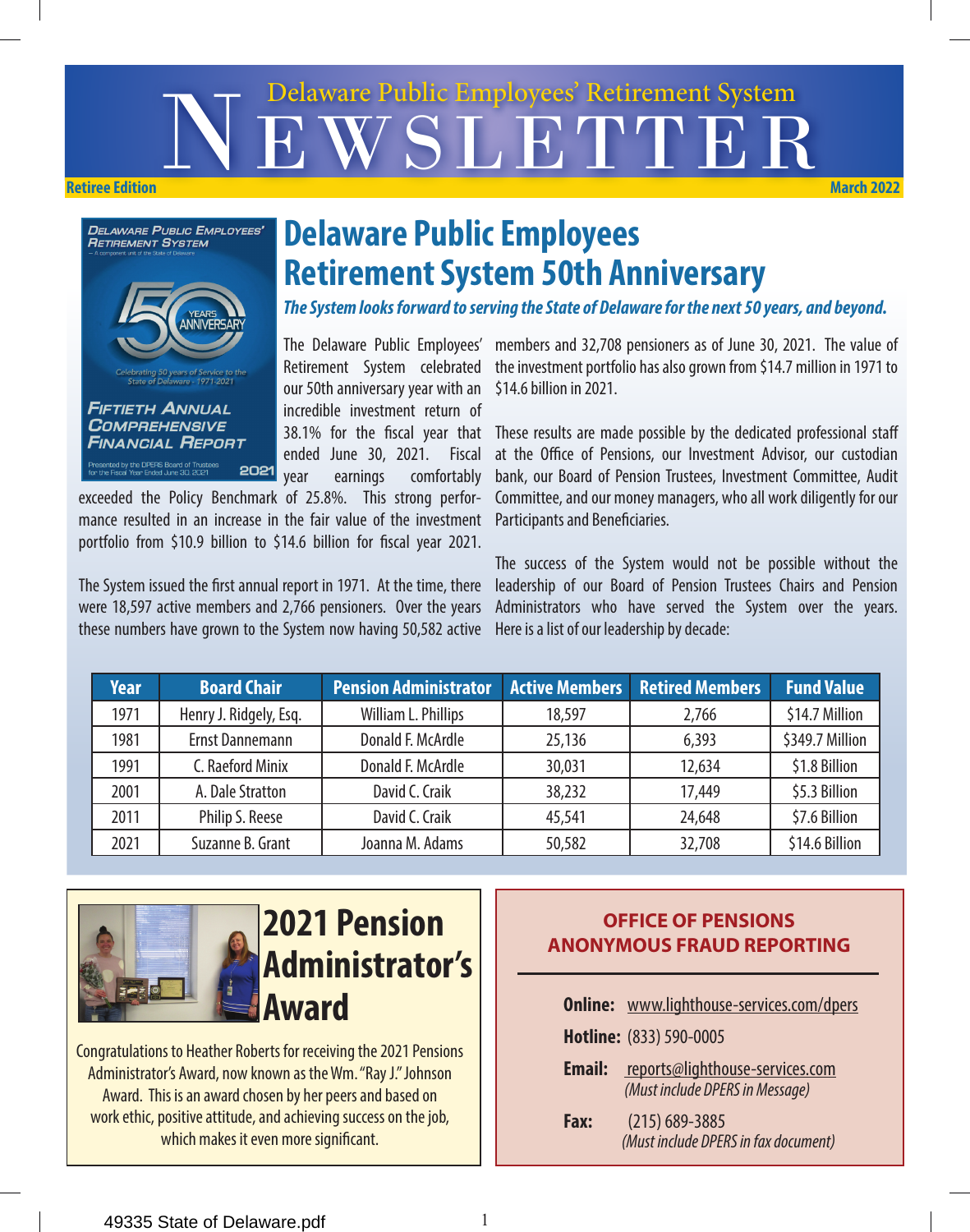# Delaware Public Employees' Retirement System NEWSLETTER

**Retiree Edition** — **March 2022**

## Delaware Public Employees Retirement System 50th Anniversary

***The System looks forward to serving the State of Delaware for the next 50 years, and beyond.***

The Delaware Public Employees' Retirement System celebrated our 50th anniversary year with an incredible investment return of 38.1% for the fiscal year that ended June 30, 2021. Fiscal year earnings comfortably exceeded the Policy Benchmark of 25.8%. This strong performance resulted in an increase in the fair value of the investment portfolio from $10.9 billion to $14.6 billion for fiscal year 2021.

The System issued the first annual report in 1971. At the time, there were 18,597 active members and 2,766 pensioners. Over the years these numbers have grown to the System now having 50,582 active members and 32,708 pensioners as of June 30, 2021. The value of the investment portfolio has also grown from $14.7 million in 1971 to $14.6 billion in 2021.

These results are made possible by the dedicated professional staff at the Office of Pensions, our Investment Advisor, our custodian bank, our Board of Pension Trustees, Investment Committee, Audit Committee, and our money managers, who all work diligently for our Participants and Beneficiaries.

The success of the System would not be possible without the leadership of our Board of Pension Trustees Chairs and Pension Administrators who have served the System over the years. Here is a list of our leadership by decade:

| Year | Board Chair | Pension Administrator | Active Members | Retired Members | Fund Value |
|---|---|---|---|---|---|
| 1971 | Henry J. Ridgely, Esq. | William L. Phillips | 18,597 | 2,766 | $14.7 Million |
| 1981 | Ernst Dannemann | Donald F. McArdle | 25,136 | 6,393 | $349.7 Million |
| 1991 | C. Raeford Minix | Donald F. McArdle | 30,031 | 12,634 | $1.8 Billion |
| 2001 | A. Dale Stratton | David C. Craik | 38,232 | 17,449 | $5.3 Billion |
| 2011 | Philip S. Reese | David C. Craik | 45,541 | 24,648 | $7.6 Billion |
| 2021 | Suzanne B. Grant | Joanna M. Adams | 50,582 | 32,708 | $14.6 Billion |

## 2021 Pension Administrator's Award

Congratulations to Heather Roberts for receiving the 2021 Pensions Administrator's Award, now known as the Wm. "Ray J." Johnson Award. This is an award chosen by her peers and based on work ethic, positive attitude, and achieving success on the job, which makes it even more significant.

## OFFICE OF PENSIONS ANONYMOUS FRAUD REPORTING

**Online:** www.lighthouse-services.com/dpers

**Hotline:** (833) 590-0005

**Email:** reports@lighthouse-services.com
*(Must include DPERS in Message)*

**Fax:** (215) 689-3885
*(Must include DPERS in fax document)*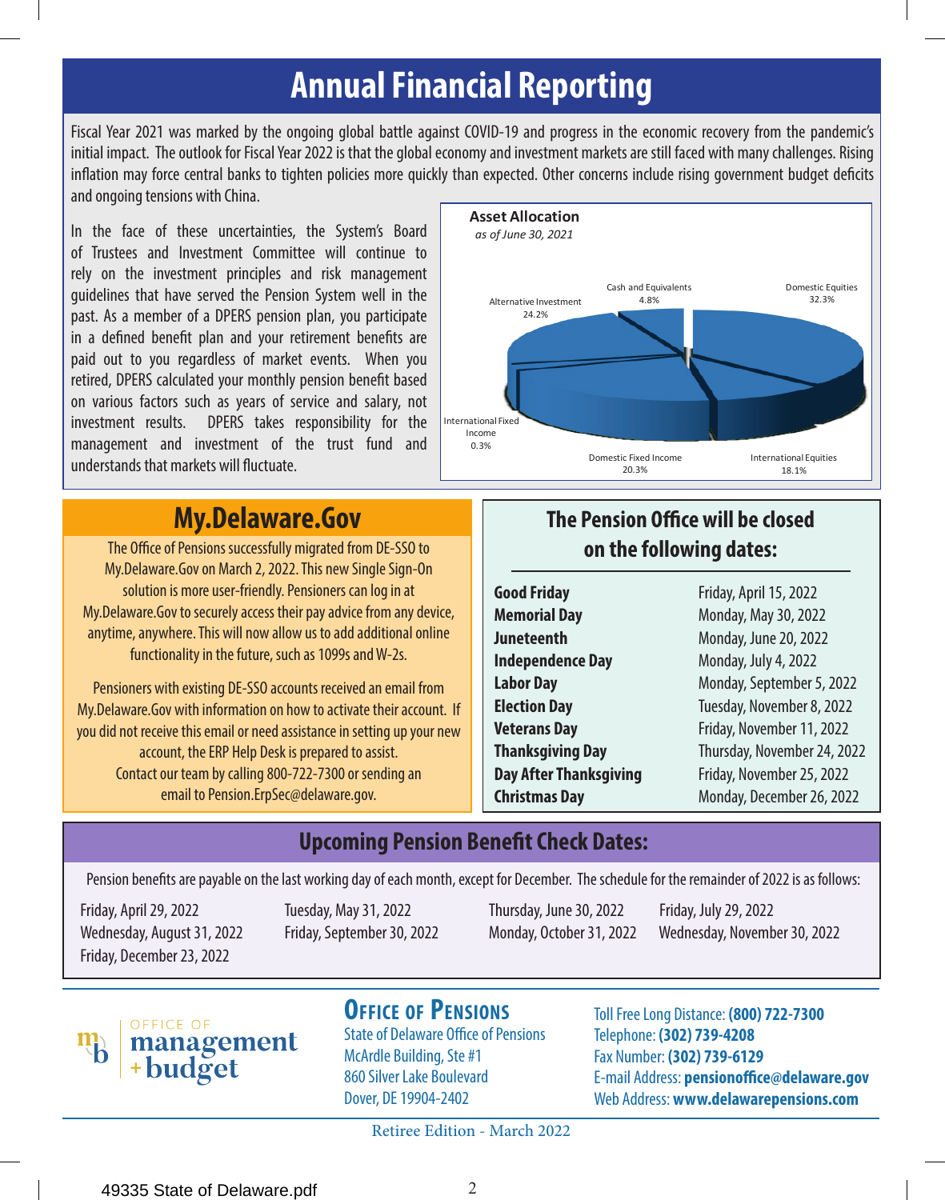# Annual Financial Reporting

Fiscal Year 2021 was marked by the ongoing global battle against COVID-19 and progress in the economic recovery from the pandemic's initial impact. The outlook for Fiscal Year 2022 is that the global economy and investment markets are still faced with many challenges. Rising inflation may force central banks to tighten policies more quickly than expected. Other concerns include rising government budget deficits and ongoing tensions with China.

In the face of these uncertainties, the System's Board of Trustees and Investment Committee will continue to rely on the investment principles and risk management guidelines that have served the Pension System well in the past. As a member of a DPERS pension plan, you participate in a defined benefit plan and your retirement benefits are paid out to you regardless of market events. When you retired, DPERS calculated your monthly pension benefit based on various factors such as years of service and salary, not investment results. DPERS takes responsibility for the management and investment of the trust fund and understands that markets will fluctuate.

**Asset Allocation**
*as of June 30, 2021*

Cash and Equivalents 4.8%
Domestic Equities 32.3%
Alternative Investment 24.2%
International Fixed Income 0.3%
Domestic Fixed Income 20.3%
International Equities 18.1%

## My.Delaware.Gov

The Office of Pensions successfully migrated from DE-SSO to My.Delaware.Gov on March 2, 2022. This new Single Sign-On solution is more user-friendly. Pensioners can log in at My.Delaware.Gov to securely access their pay advice from any device, anytime, anywhere. This will now allow us to add additional online functionality in the future, such as 1099s and W-2s.

Pensioners with existing DE-SSO accounts received an email from My.Delaware.Gov with information on how to activate their account. If you did not receive this email or need assistance in setting up your new account, the ERP Help Desk is prepared to assist. Contact our team by calling 800-722-7300 or sending an email to Pension.ErpSec@delaware.gov.

## The Pension Office will be closed on the following dates:

| | |
|---|---|
| **Good Friday** | Friday, April 15, 2022 |
| **Memorial Day** | Monday, May 30, 2022 |
| **Juneteenth** | Monday, June 20, 2022 |
| **Independence Day** | Monday, July 4, 2022 |
| **Labor Day** | Monday, September 5, 2022 |
| **Election Day** | Tuesday, November 8, 2022 |
| **Veterans Day** | Friday, November 11, 2022 |
| **Thanksgiving Day** | Thursday, November 24, 2022 |
| **Day After Thanksgiving** | Friday, November 25, 2022 |
| **Christmas Day** | Monday, December 26, 2022 |

## Upcoming Pension Benefit Check Dates:

Pension benefits are payable on the last working day of each month, except for December. The schedule for the remainder of 2022 is as follows:

| | | | |
|---|---|---|---|
| Friday, April 29, 2022 | Tuesday, May 31, 2022 | Thursday, June 30, 2022 | Friday, July 29, 2022 |
| Wednesday, August 31, 2022 | Friday, September 30, 2022 | Monday, October 31, 2022 | Wednesday, November 30, 2022 |
| Friday, December 23, 2022 | | | |

Office of management + budget

**Office of Pensions**
State of Delaware Office of Pensions
McArdle Building, Ste #1
860 Silver Lake Boulevard
Dover, DE 19904-2402

Toll Free Long Distance: **(800) 722-7300**
Telephone: **(302) 739-4208**
Fax Number: **(302) 739-6129**
E-mail Address: **pensionoffice@delaware.gov**
Web Address: **www.delawarepensions.com**

Retiree Edition - March 2022